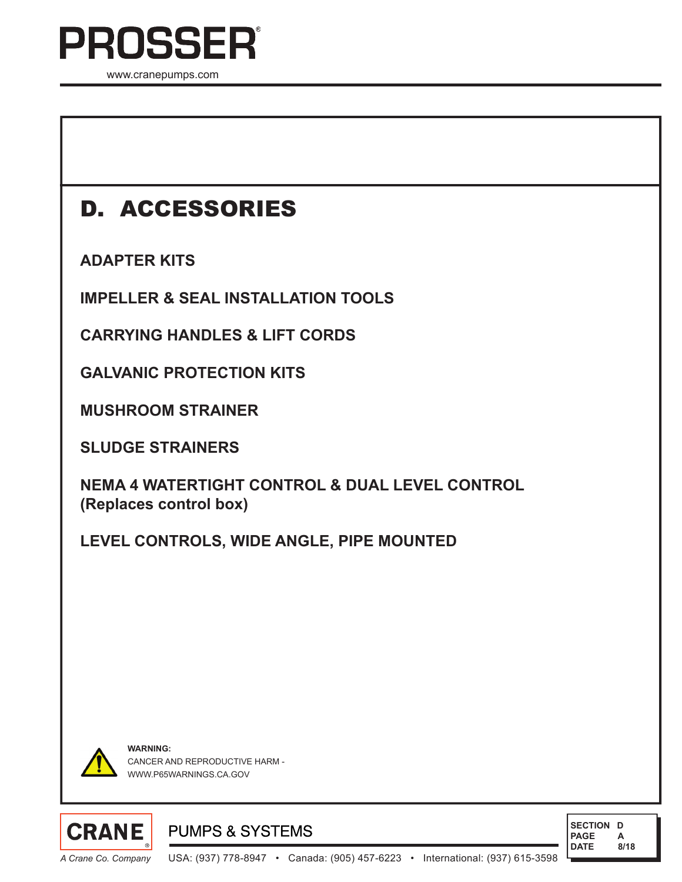# PROSSER

www.cranepumps.com

## D. ACCESSORIES

**ADAPTER KITS**

**IMPELLER & SEAL INSTALLATION TOOLS**

**CARRYING HANDLES & LIFT CORDS**

**GALVANIC PROTECTION KITS**

**MUSHROOM STRAINER**

**SLUDGE STRAINERS**

**NEMA 4 WATERTIGHT CONTROL & DUAL LEVEL CONTROL (Replaces control box)**

**LEVEL CONTROLS, WIDE ANGLE, PIPE MOUNTED**

**WARNING:**
CANCER AND REPRODUCTIVE HARM -
WWW.P65WARNINGS.CA.GOV

CRANE PUMPS & SYSTEMS
*A Crane Co. Company*

USA: (937) 778-8947 • Canada: (905) 457-6223 • International: (937) 615-3598

SECTION D
PAGE A
DATE 8/18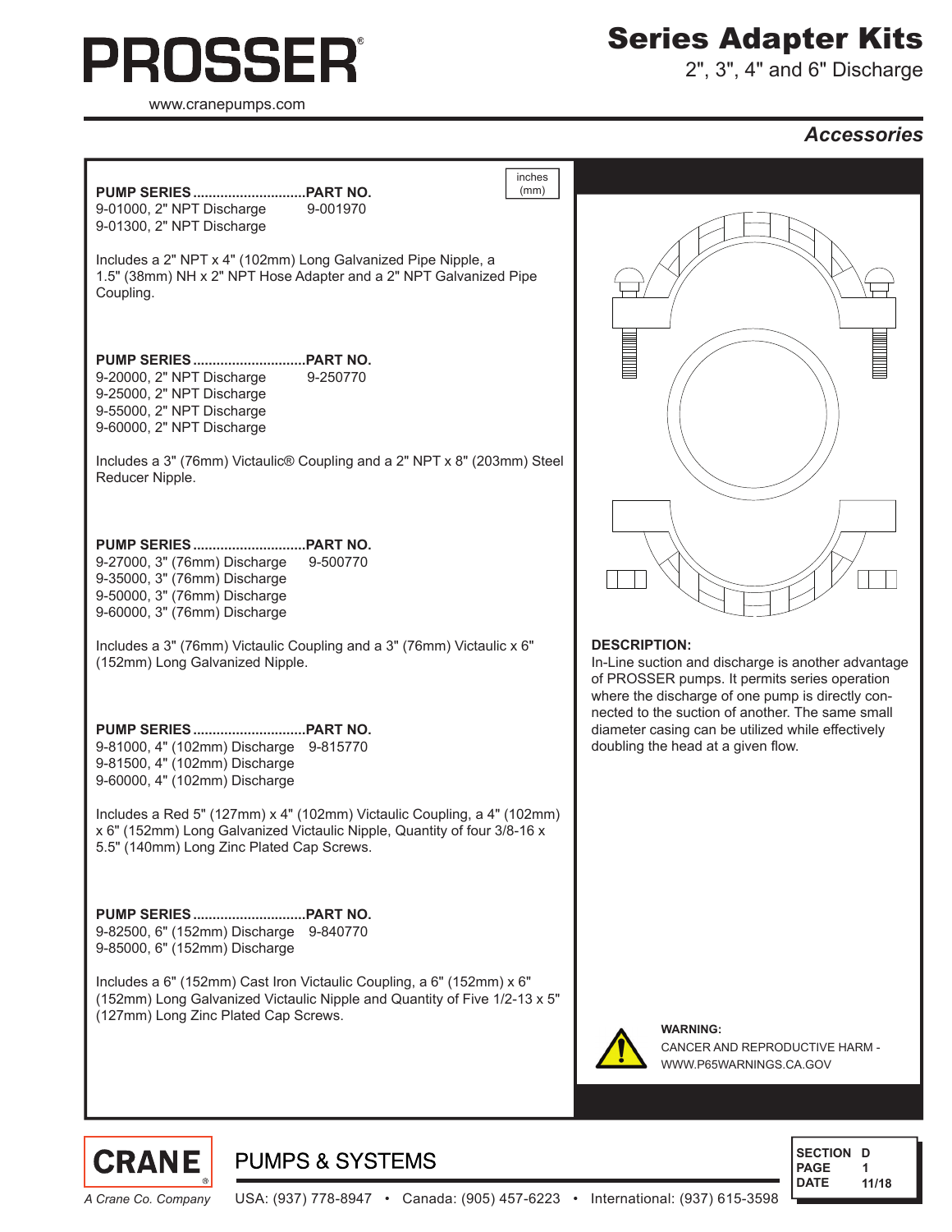# PROSSER

www.cranepumps.com

# Series Adapter Kits

2", 3", 4" and 6" Discharge

## *Accessories*

inches (mm)

| PUMP SERIES | PART NO. |
|---|---|
| 9-01000, 2" NPT Discharge | 9-001970 |
| 9-01300, 2" NPT Discharge | |

Includes a 2" NPT x 4" (102mm) Long Galvanized Pipe Nipple, a 1.5" (38mm) NH x 2" NPT Hose Adapter and a 2" NPT Galvanized Pipe Coupling.

| PUMP SERIES | PART NO. |
|---|---|
| 9-20000, 2" NPT Discharge | 9-250770 |
| 9-25000, 2" NPT Discharge | |
| 9-55000, 2" NPT Discharge | |
| 9-60000, 2" NPT Discharge | |

Includes a 3" (76mm) Victaulic® Coupling and a 2" NPT x 8" (203mm) Steel Reducer Nipple.

| PUMP SERIES | PART NO. |
|---|---|
| 9-27000, 3" (76mm) Discharge | 9-500770 |
| 9-35000, 3" (76mm) Discharge | |
| 9-50000, 3" (76mm) Discharge | |
| 9-60000, 3" (76mm) Discharge | |

Includes a 3" (76mm) Victaulic Coupling and a 3" (76mm) Victaulic x 6" (152mm) Long Galvanized Nipple.

| PUMP SERIES | PART NO. |
|---|---|
| 9-81000, 4" (102mm) Discharge | 9-815770 |
| 9-81500, 4" (102mm) Discharge | |
| 9-60000, 4" (102mm) Discharge | |

Includes a Red 5" (127mm) x 4" (102mm) Victaulic Coupling, a 4" (102mm) x 6" (152mm) Long Galvanized Victaulic Nipple, Quantity of four 3/8-16 x 5.5" (140mm) Long Zinc Plated Cap Screws.

| PUMP SERIES | PART NO. |
|---|---|
| 9-82500, 6" (152mm) Discharge | 9-840770 |
| 9-85000, 6" (152mm) Discharge | |

Includes a 6" (152mm) Cast Iron Victaulic Coupling, a 6" (152mm) x 6" (152mm) Long Galvanized Victaulic Nipple and Quantity of Five 1/2-13 x 5" (127mm) Long Zinc Plated Cap Screws.

**DESCRIPTION:**
In-Line suction and discharge is another advantage of PROSSER pumps. It permits series operation where the discharge of one pump is directly connected to the suction of another. The same small diameter casing can be utilized while effectively doubling the head at a given flow.

**WARNING:**
CANCER AND REPRODUCTIVE HARM - WWW.P65WARNINGS.CA.GOV

CRANE PUMPS & SYSTEMS

*A Crane Co. Company*

USA: (937) 778-8947 • Canada: (905) 457-6223 • International: (937) 615-3598

SECTION D
PAGE 1
DATE 11/18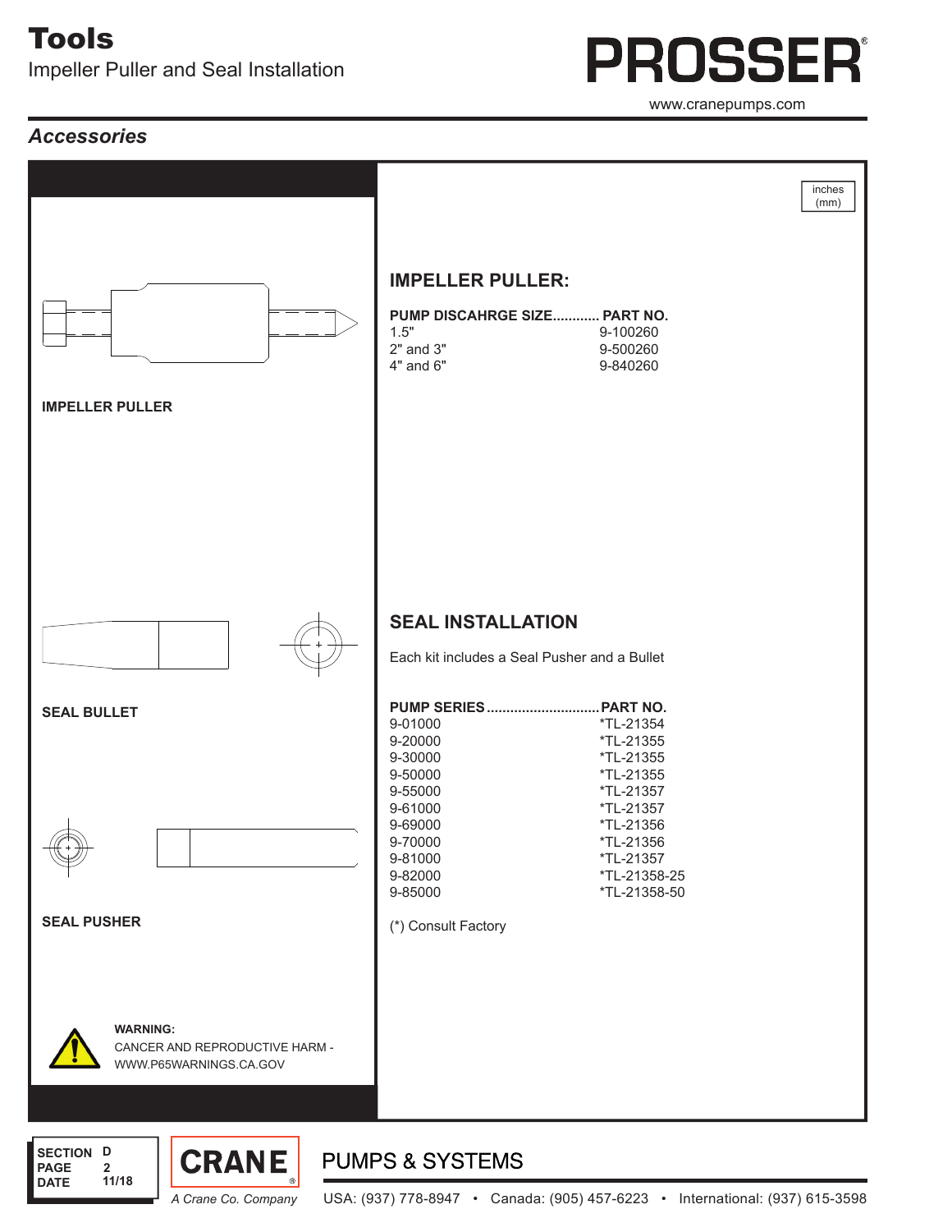# Tools

Impeller Puller and Seal Installation

PROSSER

www.cranepumps.com

## *Accessories*

inches (mm)

IMPELLER PULLER

### IMPELLER PULLER:

| PUMP DISCAHRGE SIZE | PART NO. |
|---|---|
| 1.5" | 9-100260 |
| 2" and 3" | 9-500260 |
| 4" and 6" | 9-840260 |

SEAL BULLET

SEAL PUSHER

### SEAL INSTALLATION

Each kit includes a Seal Pusher and a Bullet

| PUMP SERIES | PART NO. |
|---|---|
| 9-01000 | *TL-21354 |
| 9-20000 | *TL-21355 |
| 9-30000 | *TL-21355 |
| 9-50000 | *TL-21355 |
| 9-55000 | *TL-21357 |
| 9-61000 | *TL-21357 |
| 9-69000 | *TL-21356 |
| 9-70000 | *TL-21356 |
| 9-81000 | *TL-21357 |
| 9-82000 | *TL-21358-25 |
| 9-85000 | *TL-21358-50 |

(*) Consult Factory

**WARNING:**
CANCER AND REPRODUCTIVE HARM - WWW.P65WARNINGS.CA.GOV

SECTION D
PAGE 2
DATE 11/18

CRANE — *A Crane Co. Company*

PUMPS & SYSTEMS

USA: (937) 778-8947 • Canada: (905) 457-6223 • International: (937) 615-3598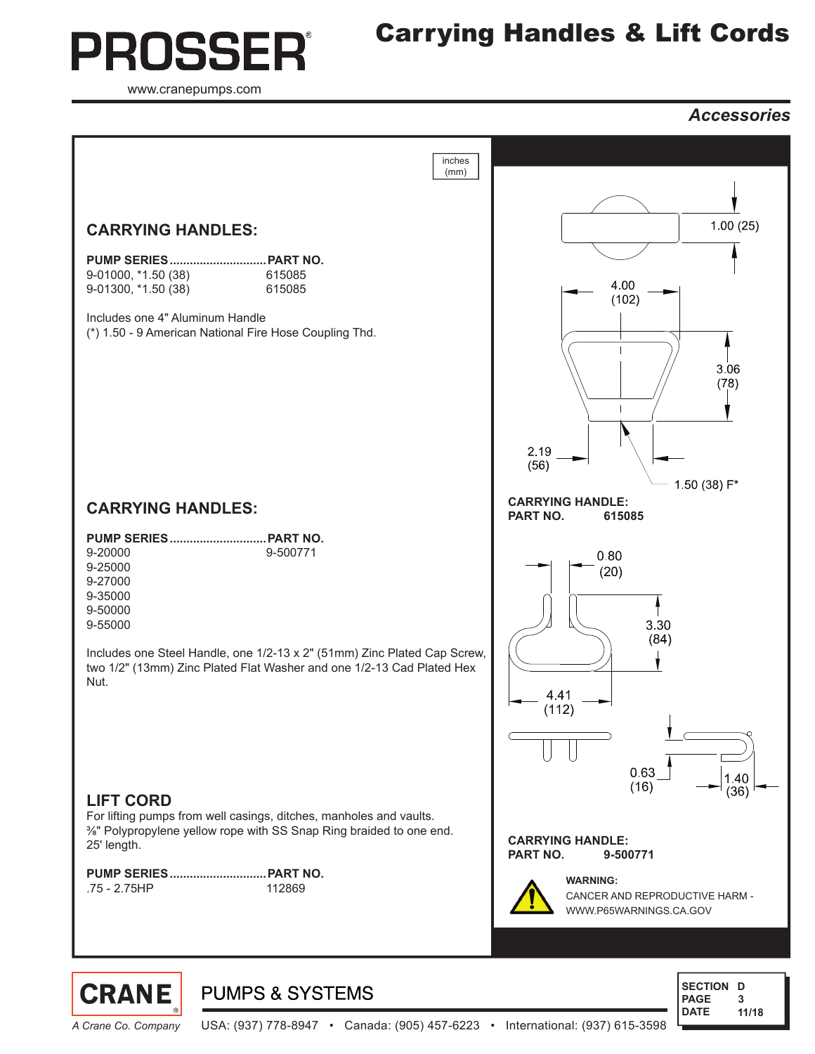# Carrying Handles & Lift Cords

PROSSER®

www.cranepumps.com

*Accessories*

inches (mm)

## CARRYING HANDLES:

| PUMP SERIES | PART NO. |
|---|---|
| 9-01000, *1.50 (38) | 615085 |
| 9-01300, *1.50 (38) | 615085 |

Includes one 4" Aluminum Handle
(*) 1.50 - 9 American National Fire Hose Coupling Thd.

1.00 (25)
4.00 (102)
3.06 (78)
2.19 (56)
1.50 (38) F*

**CARRYING HANDLE:**
**PART NO. 615085**

## CARRYING HANDLES:

| PUMP SERIES | PART NO. |
|---|---|
| 9-20000 | 9-500771 |
| 9-25000 | |
| 9-27000 | |
| 9-35000 | |
| 9-50000 | |
| 9-55000 | |

Includes one Steel Handle, one 1/2-13 x 2" (51mm) Zinc Plated Cap Screw, two 1/2" (13mm) Zinc Plated Flat Washer and one 1/2-13 Cad Plated Hex Nut.

0.80 (20)
3.30 (84)
4.41 (112)
0.63 (16)
1.40 (36)

**CARRYING HANDLE:**
**PART NO. 9-500771**

## LIFT CORD

For lifting pumps from well casings, ditches, manholes and vaults.
⅜" Polypropylene yellow rope with SS Snap Ring braided to one end.
25' length.

| PUMP SERIES | PART NO. |
|---|---|
| .75 - 2.75HP | 112869 |

**WARNING:**
CANCER AND REPRODUCTIVE HARM - WWW.P65WARNINGS.CA.GOV

CRANE® PUMPS & SYSTEMS
*A Crane Co. Company*

USA: (937) 778-8947 • Canada: (905) 457-6223 • International: (937) 615-3598

| SECTION | D |
|---|---|
| PAGE | 3 |
| DATE | 11/18 |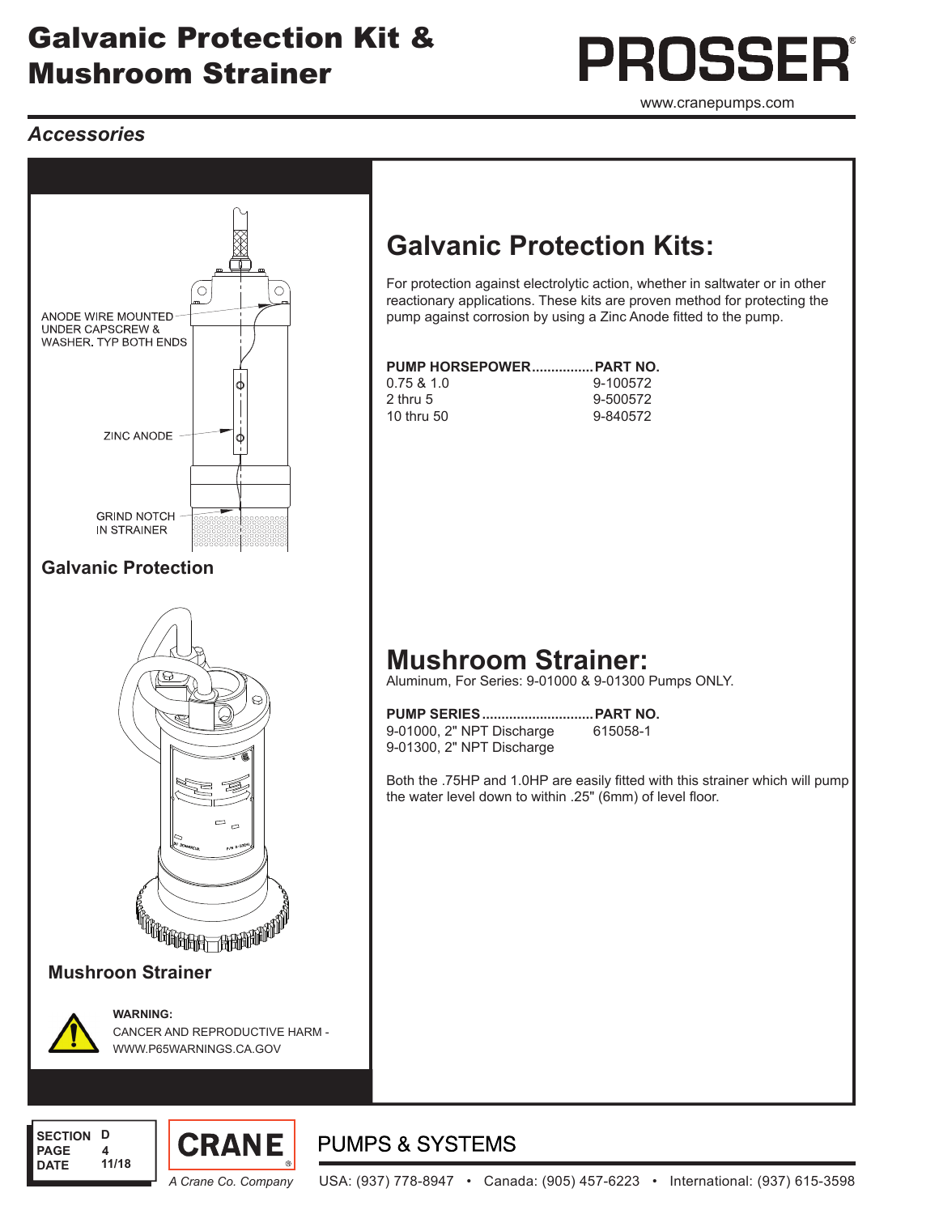# Galvanic Protection Kit & Mushroom Strainer

PROSSER®

www.cranepumps.com

*Accessories*

ANODE WIRE MOUNTED UNDER CAPSCREW & WASHER. TYP BOTH ENDS

ZINC ANODE

GRIND NOTCH IN STRAINER

**Galvanic Protection**

**Mushroon Strainer**

**WARNING:**
CANCER AND REPRODUCTIVE HARM - WWW.P65WARNINGS.CA.GOV

## Galvanic Protection Kits:

For protection against electrolytic action, whether in saltwater or in other reactionary applications. These kits are proven method for protecting the pump against corrosion by using a Zinc Anode fitted to the pump.

| PUMP HORSEPOWER | PART NO. |
|---|---|
| 0.75 & 1.0 | 9-100572 |
| 2 thru 5 | 9-500572 |
| 10 thru 50 | 9-840572 |

## Mushroom Strainer:

Aluminum, For Series: 9-01000 & 9-01300 Pumps ONLY.

| PUMP SERIES | PART NO. |
|---|---|
| 9-01000, 2" NPT Discharge | 615058-1 |
| 9-01300, 2" NPT Discharge | |

Both the .75HP and 1.0HP are easily fitted with this strainer which will pump the water level down to within .25" (6mm) of level floor.

SECTION D
PAGE 4
DATE 11/18

CRANE® A Crane Co. Company

PUMPS & SYSTEMS

USA: (937) 778-8947 • Canada: (905) 457-6223 • International: (937) 615-3598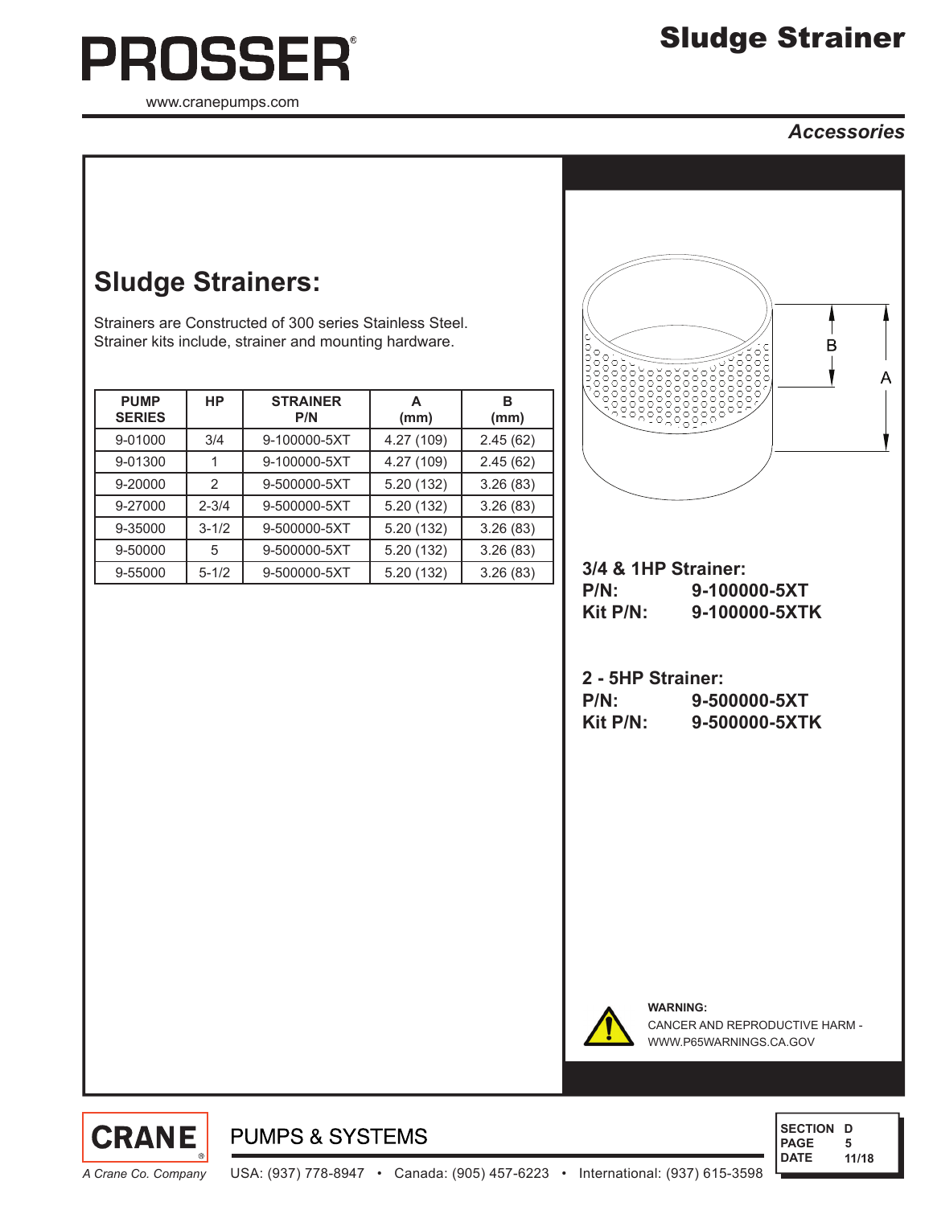# Sludge Strainer

*Accessories*

## Sludge Strainers:

Strainers are Constructed of 300 series Stainless Steel.
Strainer kits include, strainer and mounting hardware.

| PUMP SERIES | HP | STRAINER P/N | A (mm) | B (mm) |
|---|---|---|---|---|
| 9-01000 | 3/4 | 9-100000-5XT | 4.27 (109) | 2.45 (62) |
| 9-01300 | 1 | 9-100000-5XT | 4.27 (109) | 2.45 (62) |
| 9-20000 | 2 | 9-500000-5XT | 5.20 (132) | 3.26 (83) |
| 9-27000 | 2-3/4 | 9-500000-5XT | 5.20 (132) | 3.26 (83) |
| 9-35000 | 3-1/2 | 9-500000-5XT | 5.20 (132) | 3.26 (83) |
| 9-50000 | 5 | 9-500000-5XT | 5.20 (132) | 3.26 (83) |
| 9-55000 | 5-1/2 | 9-500000-5XT | 5.20 (132) | 3.26 (83) |

**3/4 & 1HP Strainer:**
**P/N: 9-100000-5XT**
**Kit P/N: 9-100000-5XTK**

**2 - 5HP Strainer:**
**P/N: 9-500000-5XT**
**Kit P/N: 9-500000-5XTK**

**WARNING:**
CANCER AND REPRODUCTIVE HARM - WWW.P65WARNINGS.CA.GOV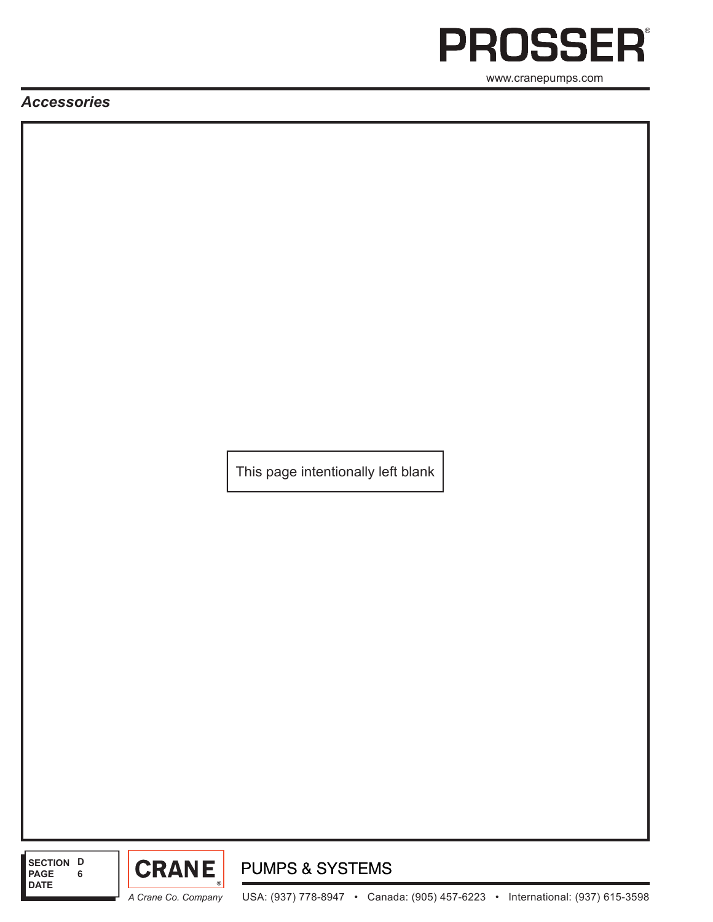## Accessories

This page intentionally left blank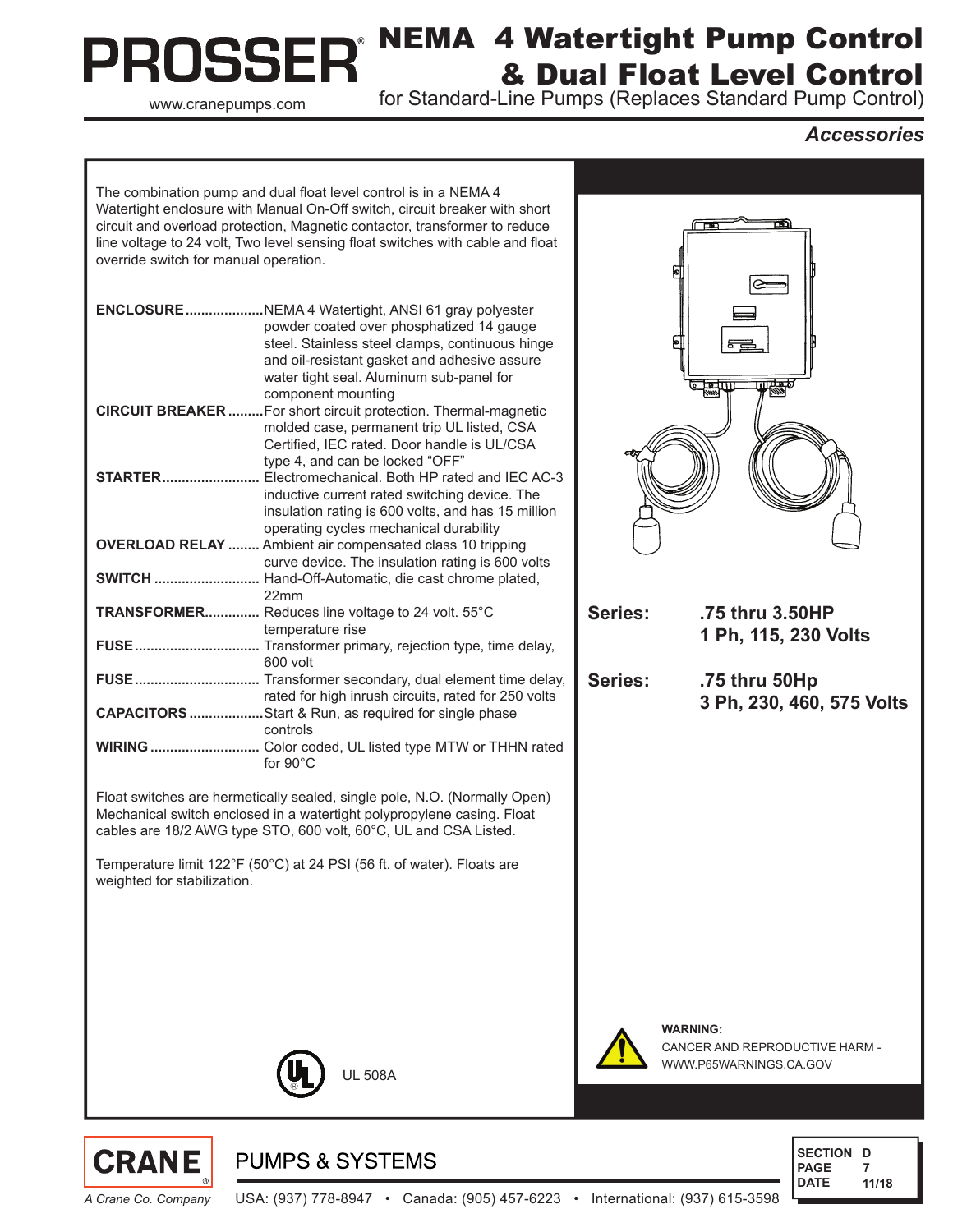# PROSSER

www.cranepumps.com

# NEMA 4 Watertight Pump Control & Dual Float Level Control

for Standard-Line Pumps (Replaces Standard Pump Control)

***Accessories***

The combination pump and dual float level control is in a NEMA 4 Watertight enclosure with Manual On-Off switch, circuit breaker with short circuit and overload protection, Magnetic contactor, transformer to reduce line voltage to 24 volt, Two level sensing float switches with cable and float override switch for manual operation.

**ENCLOSURE**....................NEMA 4 Watertight, ANSI 61 gray polyester powder coated over phosphatized 14 gauge steel. Stainless steel clamps, continuous hinge and oil-resistant gasket and adhesive assure water tight seal. Aluminum sub-panel for component mounting

**CIRCUIT BREAKER**.........For short circuit protection. Thermal-magnetic molded case, permanent trip UL listed, CSA Certified, IEC rated. Door handle is UL/CSA type 4, and can be locked “OFF”

**STARTER**......................... Electromechanical. Both HP rated and IEC AC-3 inductive current rated switching device. The insulation rating is 600 volts, and has 15 million operating cycles mechanical durability

**OVERLOAD RELAY**........ Ambient air compensated class 10 tripping curve device. The insulation rating is 600 volts

**SWITCH**........................... Hand-Off-Automatic, die cast chrome plated, 22mm

**TRANSFORMER**............. Reduces line voltage to 24 volt. 55°C temperature rise

**FUSE**................................ Transformer primary, rejection type, time delay, 600 volt

**FUSE**................................ Transformer secondary, dual element time delay, rated for high inrush circuits, rated for 250 volts

**CAPACITORS**...................Start & Run, as required for single phase controls

**WIRING**............................ Color coded, UL listed type MTW or THHN rated for 90°C

Float switches are hermetically sealed, single pole, N.O. (Normally Open) Mechanical switch enclosed in a watertight polypropylene casing. Float cables are 18/2 AWG type STO, 600 volt, 60°C, UL and CSA Listed.

Temperature limit 122°F (50°C) at 24 PSI (56 ft. of water). Floats are weighted for stabilization.

UL 508A

**Series:** **.75 thru 3.50HP**
**1 Ph, 115, 230 Volts**

**Series:** **.75 thru 50Hp**
**3 Ph, 230, 460, 575 Volts**

**WARNING:**
CANCER AND REPRODUCTIVE HARM - WWW.P65WARNINGS.CA.GOV

CRANE PUMPS & SYSTEMS

*A Crane Co. Company*

USA: (937) 778-8947 • Canada: (905) 457-6223 • International: (937) 615-3598

SECTION D
PAGE 7
DATE 11/18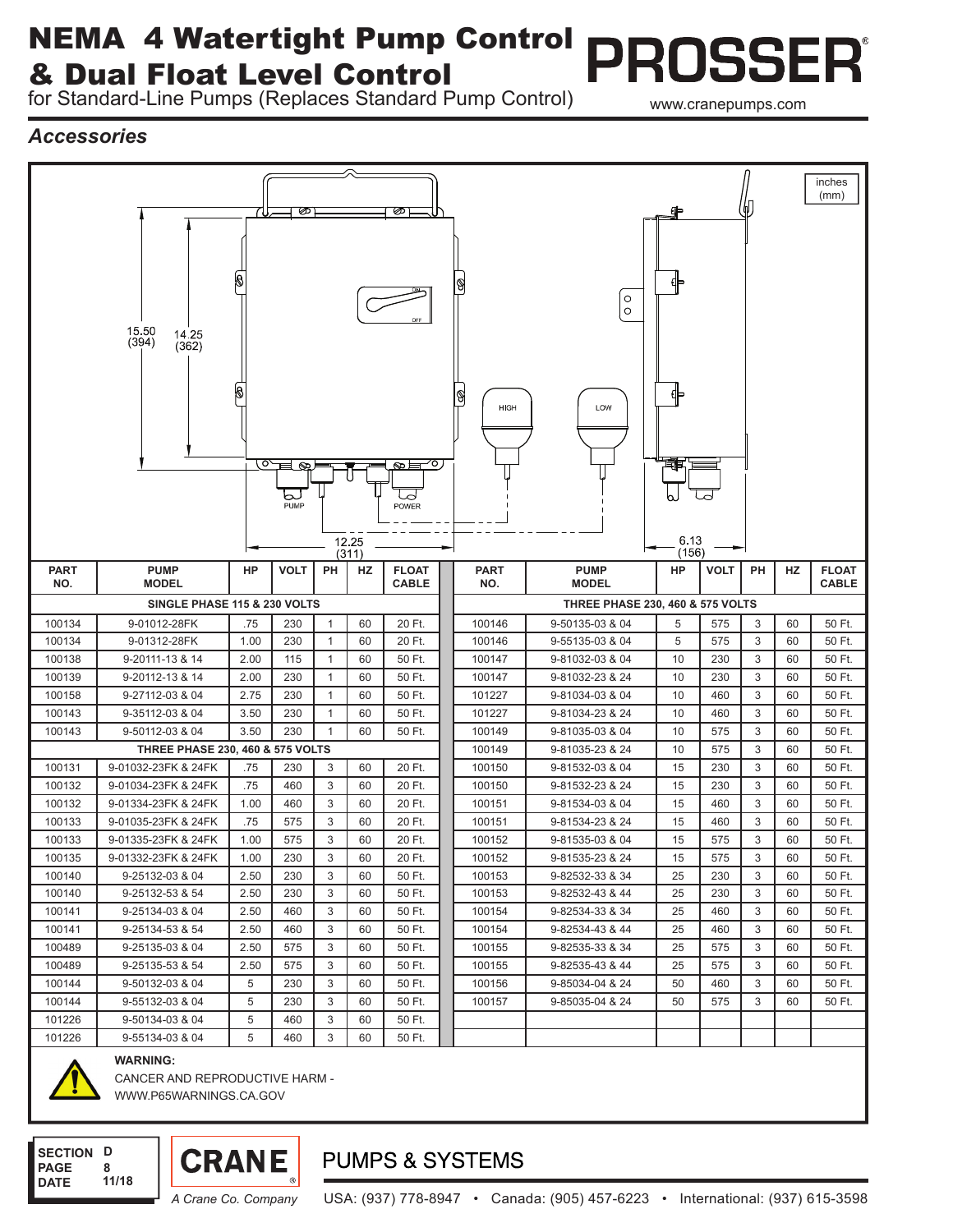# NEMA 4 Watertight Pump Control & Dual Float Level Control

for Standard-Line Pumps (Replaces Standard Pump Control)

PROSSER®

www.cranepumps.com

## *Accessories*

| PART NO. | PUMP MODEL | HP | VOLT | PH | HZ | FLOAT CABLE |
|---|---|---|---|---|---|---|
| **SINGLE PHASE 115 & 230 VOLTS** | | | | | | |
| 100134 | 9-01012-28FK | .75 | 230 | 1 | 60 | 20 Ft. |
| 100134 | 9-01312-28FK | 1.00 | 230 | 1 | 60 | 20 Ft. |
| 100138 | 9-20111-13 & 14 | 2.00 | 115 | 1 | 60 | 50 Ft. |
| 100139 | 9-20112-13 & 14 | 2.00 | 230 | 1 | 60 | 50 Ft. |
| 100158 | 9-27112-03 & 04 | 2.75 | 230 | 1 | 60 | 50 Ft. |
| 100143 | 9-35112-03 & 04 | 3.50 | 230 | 1 | 60 | 50 Ft. |
| 100143 | 9-50112-03 & 04 | 3.50 | 230 | 1 | 60 | 50 Ft. |
| **THREE PHASE 230, 460 & 575 VOLTS** | | | | | | |
| 100131 | 9-01032-23FK & 24FK | .75 | 230 | 3 | 60 | 20 Ft. |
| 100132 | 9-01034-23FK & 24FK | .75 | 460 | 3 | 60 | 20 Ft. |
| 100132 | 9-01334-23FK & 24FK | 1.00 | 460 | 3 | 60 | 20 Ft. |
| 100133 | 9-01035-23FK & 24FK | .75 | 575 | 3 | 60 | 20 Ft. |
| 100133 | 9-01335-23FK & 24FK | 1.00 | 575 | 3 | 60 | 20 Ft. |
| 100135 | 9-01332-23FK & 24FK | 1.00 | 230 | 3 | 60 | 20 Ft. |
| 100140 | 9-25132-03 & 04 | 2.50 | 230 | 3 | 60 | 50 Ft. |
| 100140 | 9-25132-53 & 54 | 2.50 | 230 | 3 | 60 | 50 Ft. |
| 100141 | 9-25134-03 & 04 | 2.50 | 460 | 3 | 60 | 50 Ft. |
| 100141 | 9-25134-53 & 54 | 2.50 | 460 | 3 | 60 | 50 Ft. |
| 100489 | 9-25135-03 & 04 | 2.50 | 575 | 3 | 60 | 50 Ft. |
| 100489 | 9-25135-53 & 54 | 2.50 | 575 | 3 | 60 | 50 Ft. |
| 100144 | 9-50132-03 & 04 | 5 | 230 | 3 | 60 | 50 Ft. |
| 100144 | 9-55132-03 & 04 | 5 | 230 | 3 | 60 | 50 Ft. |
| 101226 | 9-50134-03 & 04 | 5 | 460 | 3 | 60 | 50 Ft. |
| 101226 | 9-55134-03 & 04 | 5 | 460 | 3 | 60 | 50 Ft. |

| PART NO. | PUMP MODEL | HP | VOLT | PH | HZ | FLOAT CABLE |
|---|---|---|---|---|---|---|
| **THREE PHASE 230, 460 & 575 VOLTS** | | | | | | |
| 100146 | 9-50135-03 & 04 | 5 | 575 | 3 | 60 | 50 Ft. |
| 100146 | 9-55135-03 & 04 | 5 | 575 | 3 | 60 | 50 Ft. |
| 100147 | 9-81032-03 & 04 | 10 | 230 | 3 | 60 | 50 Ft. |
| 100147 | 9-81032-23 & 24 | 10 | 230 | 3 | 60 | 50 Ft. |
| 101227 | 9-81034-03 & 04 | 10 | 460 | 3 | 60 | 50 Ft. |
| 101227 | 9-81034-23 & 24 | 10 | 460 | 3 | 60 | 50 Ft. |
| 100149 | 9-81035-03 & 04 | 10 | 575 | 3 | 60 | 50 Ft. |
| 100149 | 9-81035-23 & 24 | 10 | 575 | 3 | 60 | 50 Ft. |
| 100150 | 9-81532-03 & 04 | 15 | 230 | 3 | 60 | 50 Ft. |
| 100150 | 9-81532-23 & 24 | 15 | 230 | 3 | 60 | 50 Ft. |
| 100151 | 9-81534-03 & 04 | 15 | 460 | 3 | 60 | 50 Ft. |
| 100151 | 9-81534-23 & 24 | 15 | 460 | 3 | 60 | 50 Ft. |
| 100152 | 9-81535-03 & 04 | 15 | 575 | 3 | 60 | 50 Ft. |
| 100152 | 9-81535-23 & 24 | 15 | 575 | 3 | 60 | 50 Ft. |
| 100153 | 9-82532-33 & 34 | 25 | 230 | 3 | 60 | 50 Ft. |
| 100153 | 9-82532-43 & 44 | 25 | 230 | 3 | 60 | 50 Ft. |
| 100154 | 9-82534-33 & 34 | 25 | 460 | 3 | 60 | 50 Ft. |
| 100154 | 9-82534-43 & 44 | 25 | 460 | 3 | 60 | 50 Ft. |
| 100155 | 9-82535-33 & 34 | 25 | 575 | 3 | 60 | 50 Ft. |
| 100155 | 9-82535-43 & 44 | 25 | 575 | 3 | 60 | 50 Ft. |
| 100156 | 9-85034-04 & 24 | 50 | 460 | 3 | 60 | 50 Ft. |
| 100157 | 9-85035-04 & 24 | 50 | 575 | 3 | 60 | 50 Ft. |

**WARNING:**
CANCER AND REPRODUCTIVE HARM -
WWW.P65WARNINGS.CA.GOV

SECTION D
PAGE 8
DATE 11/18

CRANE PUMPS & SYSTEMS — *A Crane Co. Company*

USA: (937) 778-8947 • Canada: (905) 457-6223 • International: (937) 615-3598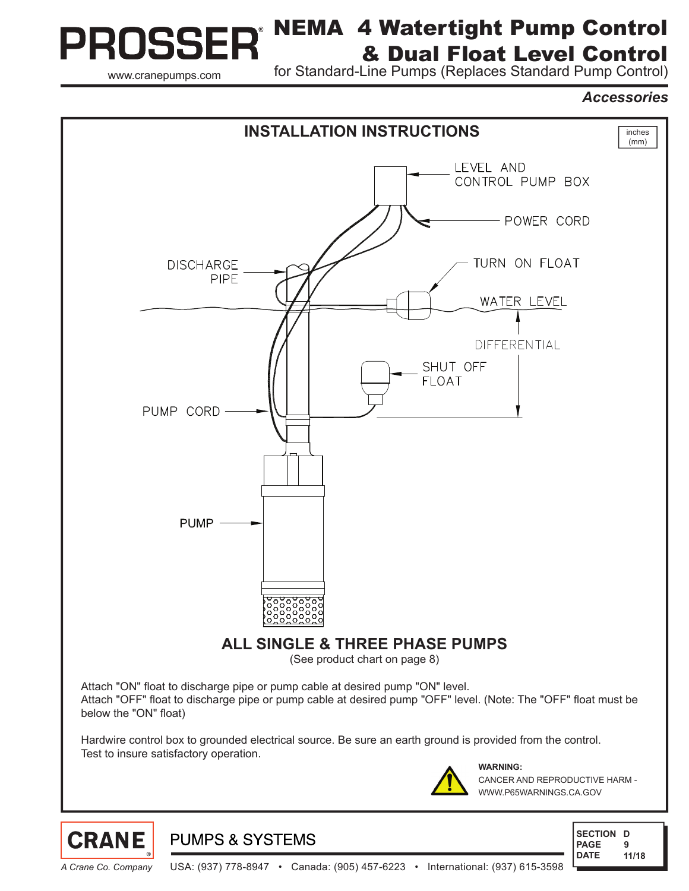# NEMA 4 Watertight Pump Control & Dual Float Level Control

for Standard-Line Pumps (Replaces Standard Pump Control)

*Accessories*

## INSTALLATION INSTRUCTIONS

inches (mm)

LEVEL AND CONTROL PUMP BOX

POWER CORD

DISCHARGE PIPE

TURN ON FLOAT

WATER LEVEL

DIFFERENTIAL

SHUT OFF FLOAT

PUMP CORD

PUMP

### ALL SINGLE & THREE PHASE PUMPS

(See product chart on page 8)

Attach "ON" float to discharge pipe or pump cable at desired pump "ON" level.
Attach "OFF" float to discharge pipe or pump cable at desired pump "OFF" level. (Note: The "OFF" float must be below the "ON" float)

Hardwire control box to grounded electrical source. Be sure an earth ground is provided from the control. Test to insure satisfactory operation.

**WARNING:**
CANCER AND REPRODUCTIVE HARM - WWW.P65WARNINGS.CA.GOV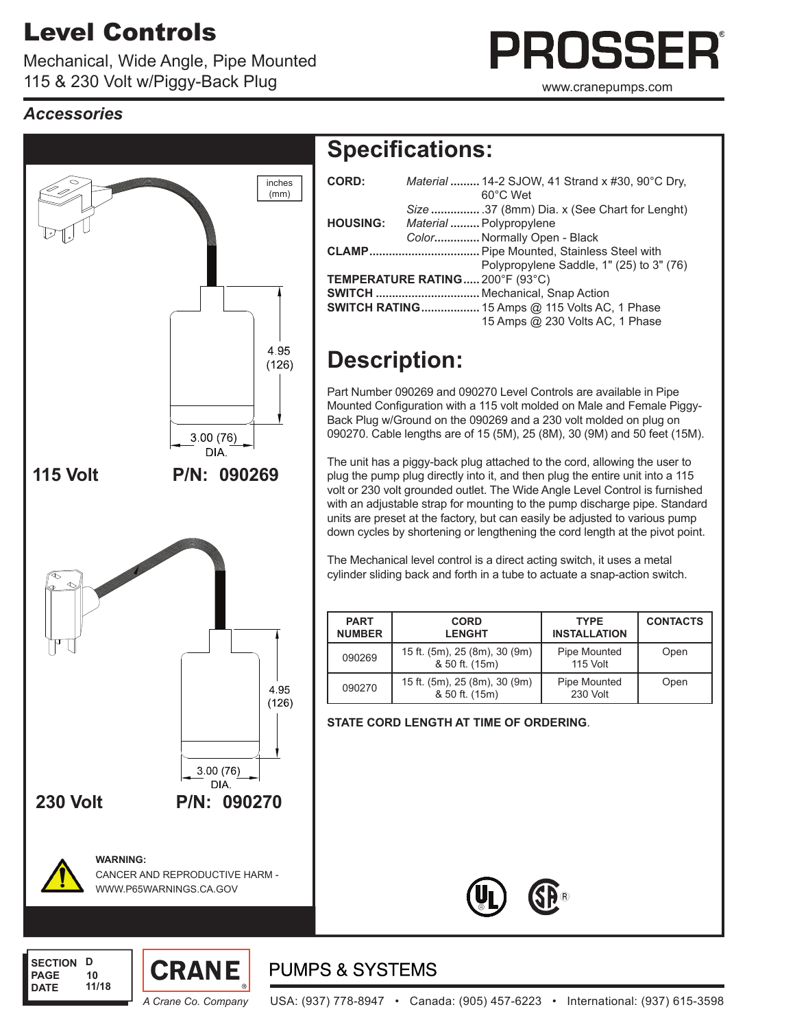# Level Controls

Mechanical, Wide Angle, Pipe Mounted
115 & 230 Volt w/Piggy-Back Plug

PROSSER

www.cranepumps.com

### *Accessories*

inches (mm)

4.95 (126)

3.00 (76) DIA.

**115 Volt** **P/N: 090269**

4.95 (126)

3.00 (76) DIA.

**230 Volt** **P/N: 090270**

**WARNING:**
CANCER AND REPRODUCTIVE HARM - WWW.P65WARNINGS.CA.GOV

## Specifications:

**CORD:** *Material* ......... 14-2 SJOW, 41 Strand x #30, 90°C Dry, 60°C Wet
*Size* ............... .37 (8mm) Dia. x (See Chart for Lenght)
**HOUSING:** *Material* ......... Polypropylene
*Color*............. Normally Open - Black
**CLAMP**................................ Pipe Mounted, Stainless Steel with Polypropylene Saddle, 1" (25) to 3" (76)
**TEMPERATURE RATING**..... 200°F (93°C)
**SWITCH** ............................... Mechanical, Snap Action
**SWITCH RATING**................. 15 Amps @ 115 Volts AC, 1 Phase
15 Amps @ 230 Volts AC, 1 Phase

## Description:

Part Number 090269 and 090270 Level Controls are available in Pipe Mounted Configuration with a 115 volt molded on Male and Female Piggy-Back Plug w/Ground on the 090269 and a 230 volt molded on plug on 090270. Cable lengths are of 15 (5M), 25 (8M), 30 (9M) and 50 feet (15M).

The unit has a piggy-back plug attached to the cord, allowing the user to plug the pump plug directly into it, and then plug the entire unit into a 115 volt or 230 volt grounded outlet. The Wide Angle Level Control is furnished with an adjustable strap for mounting to the pump discharge pipe. Standard units are preset at the factory, but can easily be adjusted to various pump down cycles by shortening or lengthening the cord length at the pivot point.

The Mechanical level control is a direct acting switch, it uses a metal cylinder sliding back and forth in a tube to actuate a snap-action switch.

| PART NUMBER | CORD LENGHT | TYPE INSTALLATION | CONTACTS |
|---|---|---|---|
| 090269 | 15 ft. (5m), 25 (8m), 30 (9m) & 50 ft. (15m) | Pipe Mounted 115 Volt | Open |
| 090270 | 15 ft. (5m), 25 (8m), 30 (9m) & 50 ft. (15m) | Pipe Mounted 230 Volt | Open |

**STATE CORD LENGTH AT TIME OF ORDERING**.

SECTION D
PAGE 10
DATE 11/18

CRANE
*A Crane Co. Company*

PUMPS & SYSTEMS

USA: (937) 778-8947 • Canada: (905) 457-6223 • International: (937) 615-3598